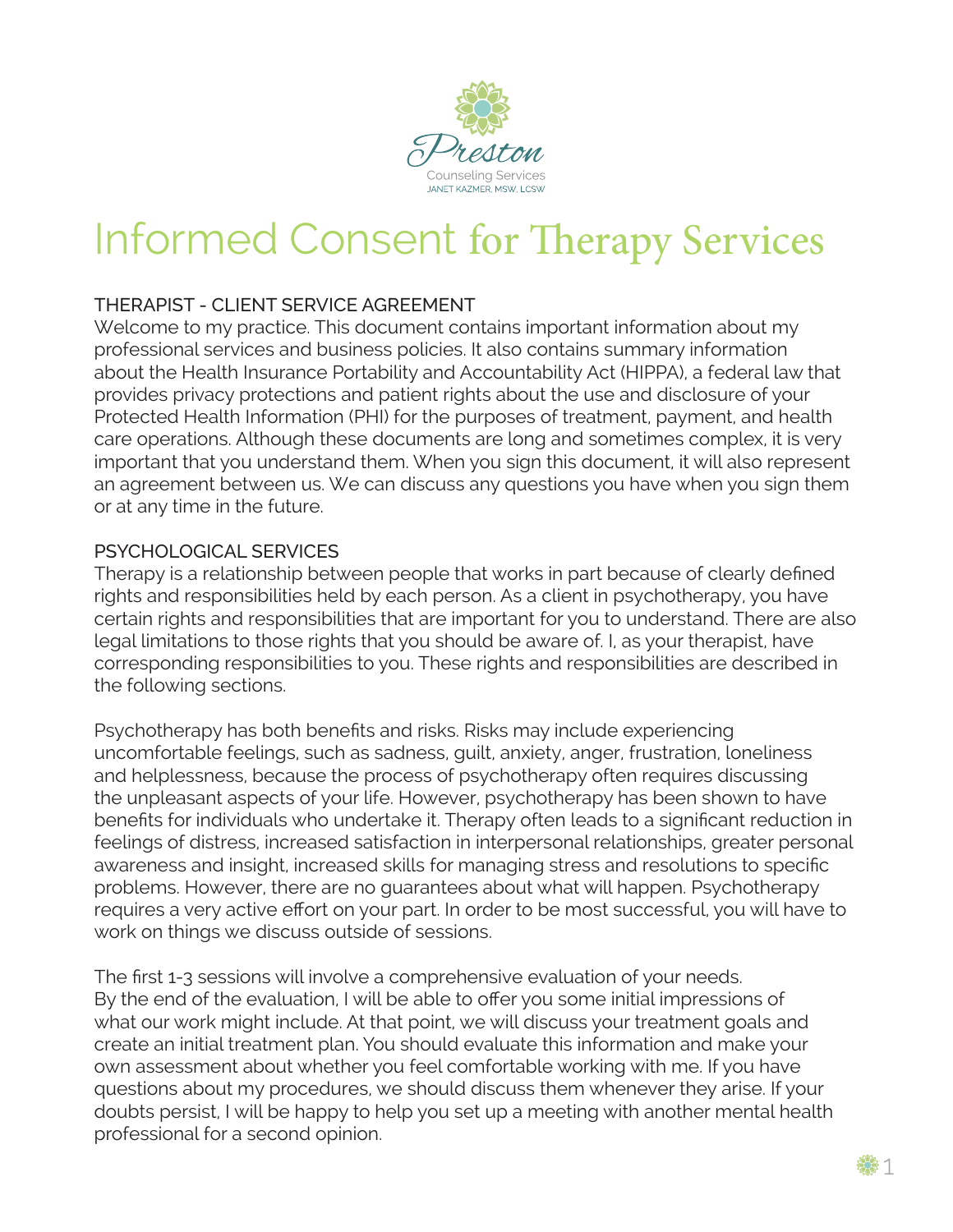Preston

Counseling Services

JANET KAZMER, MSW, LCSW

# Informed Consent for Therapy Services

## THERAPIST - CLIENT SERVICE AGREEMENT

Welcome to my practice. This document contains important information about my professional services and business policies. It also contains summary information about the Health Insurance Portability and Accountability Act (HIPPA), a federal law that provides privacy protections and patient rights about the use and disclosure of your Protected Health Information (PHI) for the purposes of treatment, payment, and health care operations. Although these documents are long and sometimes complex, it is very important that you understand them. When you sign this document, it will also represent an agreement between us. We can discuss any questions you have when you sign them or at any time in the future.

## PSYCHOLOGICAL SERVICES

Therapy is a relationship between people that works in part because of clearly defined rights and responsibilities held by each person. As a client in psychotherapy, you have certain rights and responsibilities that are important for you to understand. There are also legal limitations to those rights that you should be aware of. I, as your therapist, have corresponding responsibilities to you. These rights and responsibilities are described in the following sections.

Psychotherapy has both benefits and risks. Risks may include experiencing uncomfortable feelings, such as sadness, guilt, anxiety, anger, frustration, loneliness and helplessness, because the process of psychotherapy often requires discussing the unpleasant aspects of your life. However, psychotherapy has been shown to have benefits for individuals who undertake it. Therapy often leads to a significant reduction in feelings of distress, increased satisfaction in interpersonal relationships, greater personal awareness and insight, increased skills for managing stress and resolutions to specific problems. However, there are no guarantees about what will happen. Psychotherapy requires a very active effort on your part. In order to be most successful, you will have to work on things we discuss outside of sessions.

The first 1-3 sessions will involve a comprehensive evaluation of your needs. By the end of the evaluation, I will be able to offer you some initial impressions of what our work might include. At that point, we will discuss your treatment goals and create an initial treatment plan. You should evaluate this information and make your own assessment about whether you feel comfortable working with me. If you have questions about my procedures, we should discuss them whenever they arise. If your doubts persist, I will be happy to help you set up a meeting with another mental health professional for a second opinion.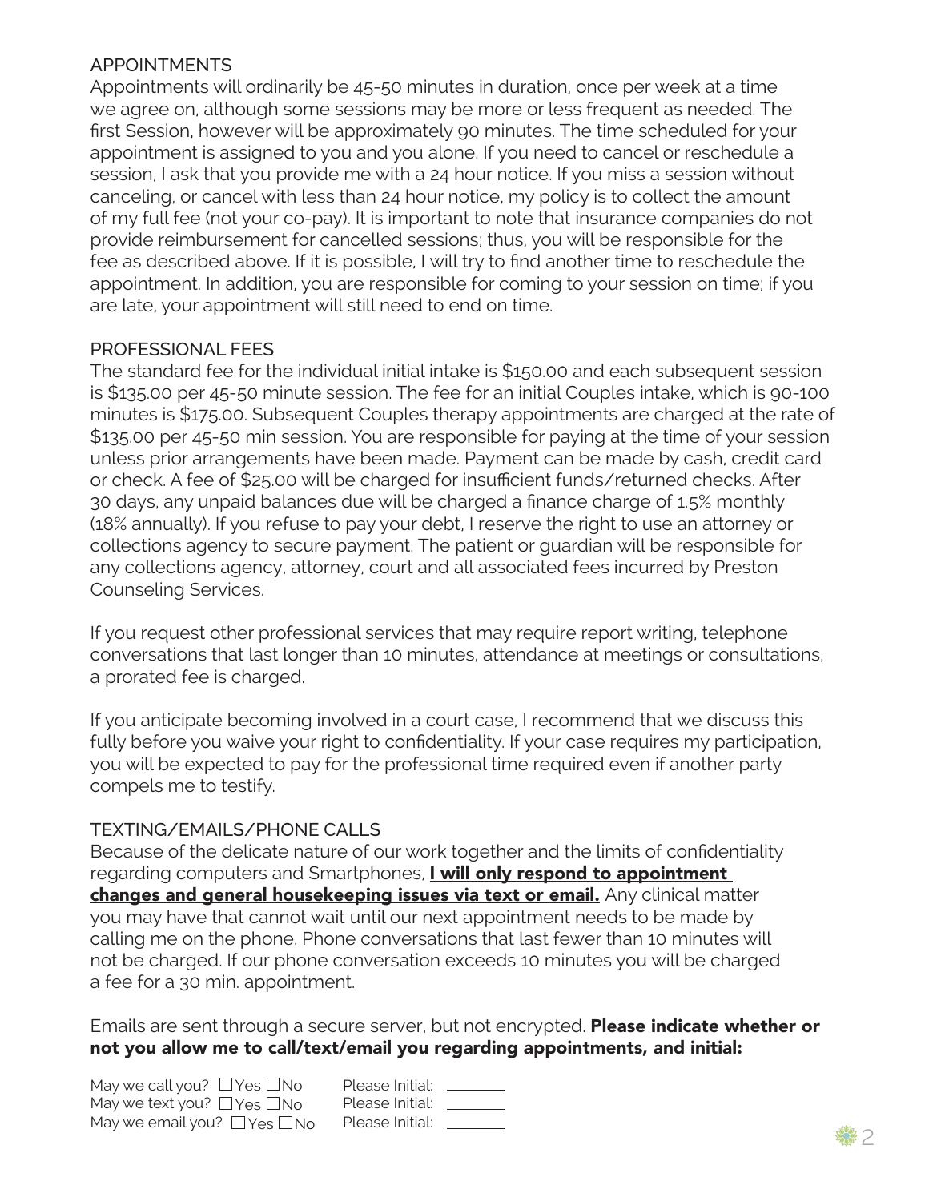## APPOINTMENTS

Appointments will ordinarily be 45-50 minutes in duration, once per week at a time we agree on, although some sessions may be more or less frequent as needed. The first Session, however will be approximately 90 minutes. The time scheduled for your appointment is assigned to you and you alone. If you need to cancel or reschedule a session, I ask that you provide me with a 24 hour notice. If you miss a session without canceling, or cancel with less than 24 hour notice, my policy is to collect the amount of my full fee (not your co-pay). It is important to note that insurance companies do not provide reimbursement for cancelled sessions; thus, you will be responsible for the fee as described above. If it is possible, I will try to find another time to reschedule the appointment. In addition, you are responsible for coming to your session on time; if you are late, your appointment will still need to end on time.

## PROFESSIONAL FEES

The standard fee for the individual initial intake is $150.00 and each subsequent session is $135.00 per 45-50 minute session. The fee for an initial Couples intake, which is 90-100 minutes is $175.00. Subsequent Couples therapy appointments are charged at the rate of $135.00 per 45-50 min session. You are responsible for paying at the time of your session unless prior arrangements have been made. Payment can be made by cash, credit card or check. A fee of $25.00 will be charged for insufficient funds/returned checks. After 30 days, any unpaid balances due will be charged a finance charge of 1.5% monthly (18% annually). If you refuse to pay your debt, I reserve the right to use an attorney or collections agency to secure payment. The patient or guardian will be responsible for any collections agency, attorney, court and all associated fees incurred by Preston Counseling Services.

If you request other professional services that may require report writing, telephone conversations that last longer than 10 minutes, attendance at meetings or consultations, a prorated fee is charged.

If you anticipate becoming involved in a court case, I recommend that we discuss this fully before you waive your right to confidentiality. If your case requires my participation, you will be expected to pay for the professional time required even if another party compels me to testify.

## TEXTING/EMAILS/PHONE CALLS

Because of the delicate nature of our work together and the limits of confidentiality regarding computers and Smartphones, <u>**I will only respond to appointment changes and general housekeeping issues via text or email.**</u> Any clinical matter you may have that cannot wait until our next appointment needs to be made by calling me on the phone. Phone conversations that last fewer than 10 minutes will not be charged. If our phone conversation exceeds 10 minutes you will be charged a fee for a 30 min. appointment.

Emails are sent through a secure server, <u>but not encrypted</u>. **Please indicate whether or not you allow me to call/text/email you regarding appointments, and initial:**

May we call you? ☐ Yes ☐ No Please Initial: ________
May we text you? ☐ Yes ☐ No Please Initial: ________
May we email you? ☐ Yes ☐ No Please Initial: ________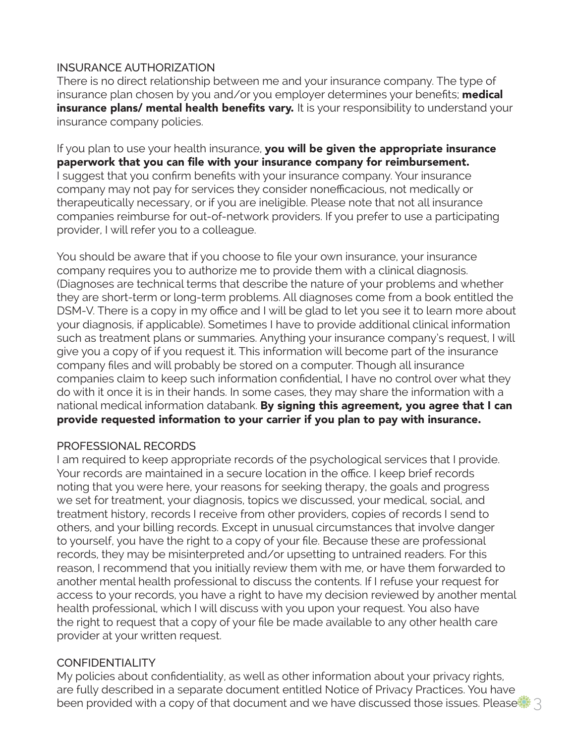## INSURANCE AUTHORIZATION

There is no direct relationship between me and your insurance company. The type of insurance plan chosen by you and/or you employer determines your benefits; **medical insurance plans/ mental health benefits vary.** It is your responsibility to understand your insurance company policies.

If you plan to use your health insurance, **you will be given the appropriate insurance paperwork that you can file with your insurance company for reimbursement.** I suggest that you confirm benefits with your insurance company. Your insurance company may not pay for services they consider nonefficacious, not medically or therapeutically necessary, or if you are ineligible. Please note that not all insurance companies reimburse for out-of-network providers. If you prefer to use a participating provider, I will refer you to a colleague.

You should be aware that if you choose to file your own insurance, your insurance company requires you to authorize me to provide them with a clinical diagnosis. (Diagnoses are technical terms that describe the nature of your problems and whether they are short-term or long-term problems. All diagnoses come from a book entitled the DSM-V. There is a copy in my office and I will be glad to let you see it to learn more about your diagnosis, if applicable). Sometimes I have to provide additional clinical information such as treatment plans or summaries. Anything your insurance company's request, I will give you a copy of if you request it. This information will become part of the insurance company files and will probably be stored on a computer. Though all insurance companies claim to keep such information confidential, I have no control over what they do with it once it is in their hands. In some cases, they may share the information with a national medical information databank. **By signing this agreement, you agree that I can provide requested information to your carrier if you plan to pay with insurance.**

## PROFESSIONAL RECORDS

I am required to keep appropriate records of the psychological services that I provide. Your records are maintained in a secure location in the office. I keep brief records noting that you were here, your reasons for seeking therapy, the goals and progress we set for treatment, your diagnosis, topics we discussed, your medical, social, and treatment history, records I receive from other providers, copies of records I send to others, and your billing records. Except in unusual circumstances that involve danger to yourself, you have the right to a copy of your file. Because these are professional records, they may be misinterpreted and/or upsetting to untrained readers. For this reason, I recommend that you initially review them with me, or have them forwarded to another mental health professional to discuss the contents. If I refuse your request for access to your records, you have a right to have my decision reviewed by another mental health professional, which I will discuss with you upon your request. You also have the right to request that a copy of your file be made available to any other health care provider at your written request.

## CONFIDENTIALITY

My policies about confidentiality, as well as other information about your privacy rights, are fully described in a separate document entitled Notice of Privacy Practices. You have been provided with a copy of that document and we have discussed those issues. Please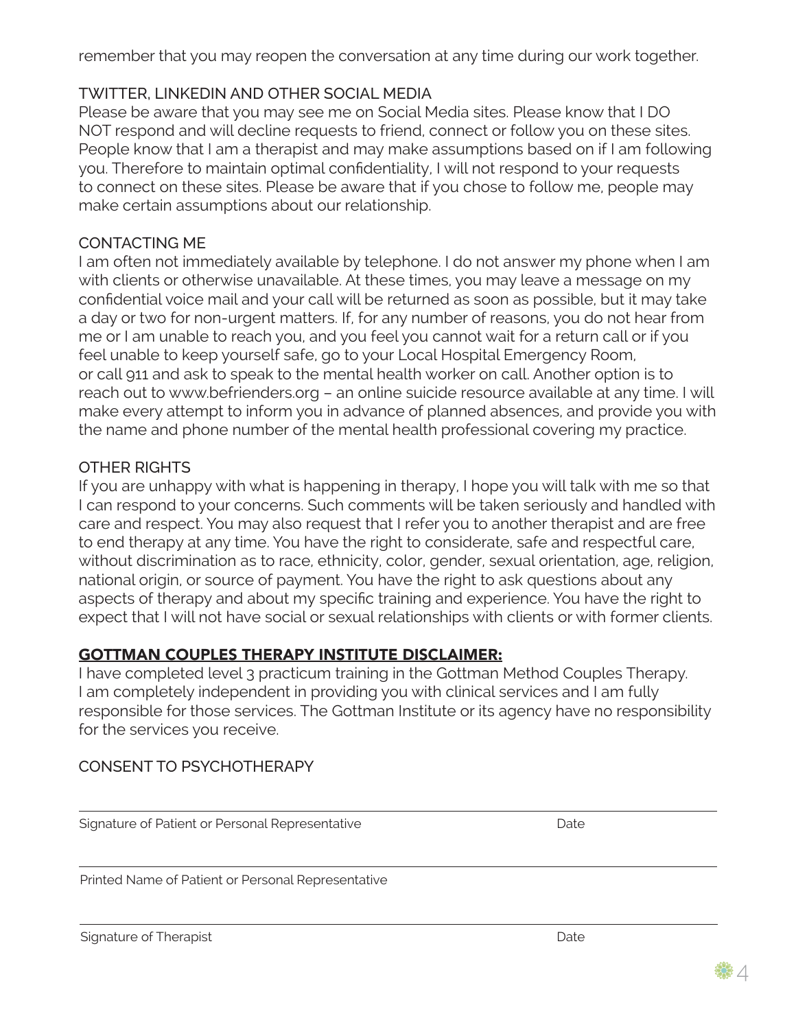remember that you may reopen the conversation at any time during our work together.

## TWITTER, LINKEDIN AND OTHER SOCIAL MEDIA

Please be aware that you may see me on Social Media sites. Please know that I DO NOT respond and will decline requests to friend, connect or follow you on these sites. People know that I am a therapist and may make assumptions based on if I am following you. Therefore to maintain optimal confidentiality, I will not respond to your requests to connect on these sites. Please be aware that if you chose to follow me, people may make certain assumptions about our relationship.

## CONTACTING ME

I am often not immediately available by telephone. I do not answer my phone when I am with clients or otherwise unavailable. At these times, you may leave a message on my confidential voice mail and your call will be returned as soon as possible, but it may take a day or two for non-urgent matters. If, for any number of reasons, you do not hear from me or I am unable to reach you, and you feel you cannot wait for a return call or if you feel unable to keep yourself safe, go to your Local Hospital Emergency Room, or call 911 and ask to speak to the mental health worker on call. Another option is to reach out to www.befrienders.org – an online suicide resource available at any time. I will make every attempt to inform you in advance of planned absences, and provide you with the name and phone number of the mental health professional covering my practice.

## OTHER RIGHTS

If you are unhappy with what is happening in therapy, I hope you will talk with me so that I can respond to your concerns. Such comments will be taken seriously and handled with care and respect. You may also request that I refer you to another therapist and are free to end therapy at any time. You have the right to considerate, safe and respectful care, without discrimination as to race, ethnicity, color, gender, sexual orientation, age, religion, national origin, or source of payment. You have the right to ask questions about any aspects of therapy and about my specific training and experience. You have the right to expect that I will not have social or sexual relationships with clients or with former clients.

## **GOTTMAN COUPLES THERAPY INSTITUTE DISCLAIMER:**

I have completed level 3 practicum training in the Gottman Method Couples Therapy. I am completely independent in providing you with clinical services and I am fully responsible for those services. The Gottman Institute or its agency have no responsibility for the services you receive.

## CONSENT TO PSYCHOTHERAPY

_______________________________________________ ____________

Signature of Patient or Personal Representative Date

_______________________________________________

Printed Name of Patient or Personal Representative

_______________________________________________ ____________

Signature of Therapist Date